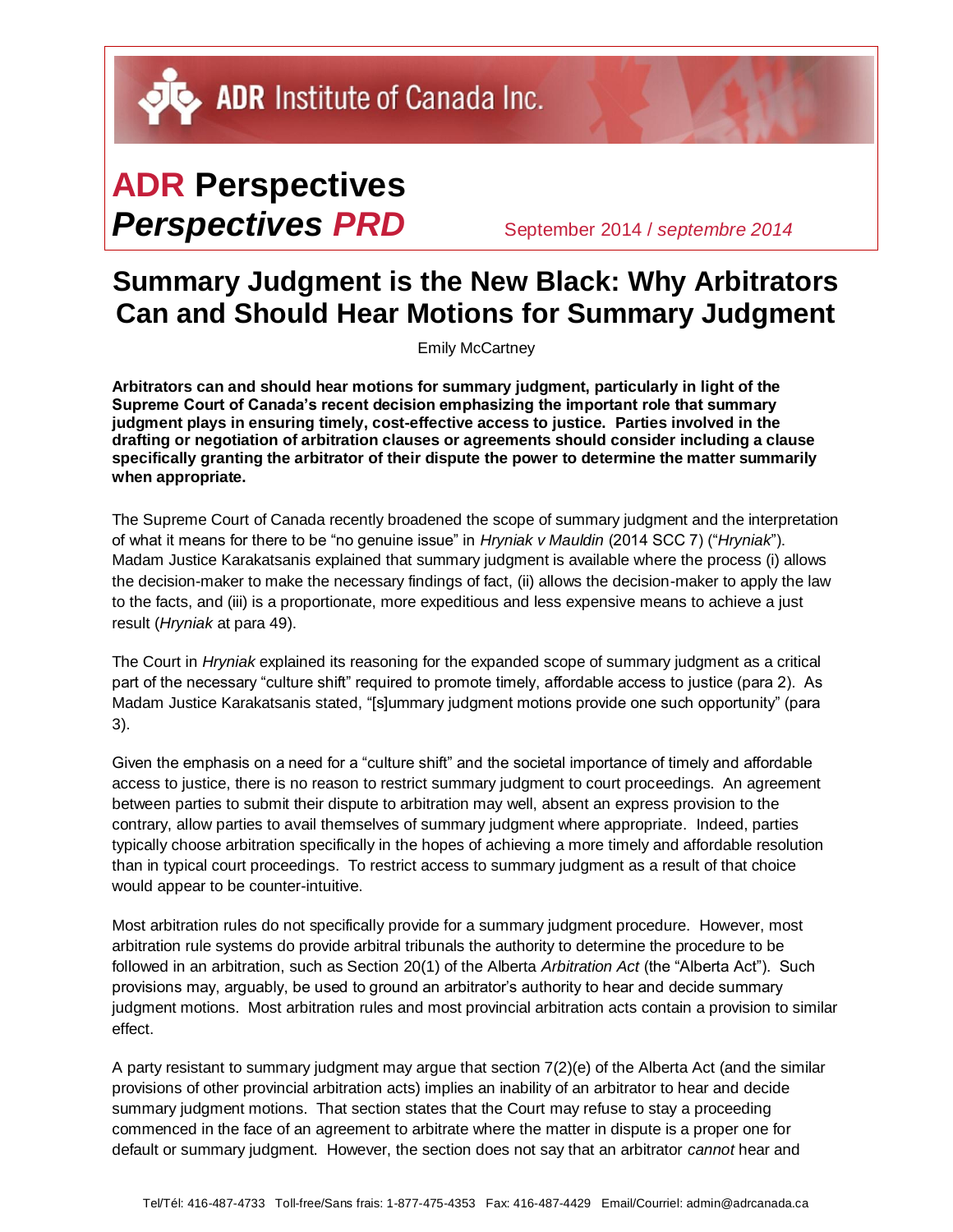ADR Institute of Canada Inc.

# **ADR** Perspectives *Perspectives PRD*

September 2014 / *septembre 2014*

## Summary Judgment is the New Black: Why Arbitrators Can and Should Hear Motions for Summary Judgment

Emily McCartney

**Arbitrators can and should hear motions for summary judgment, particularly in light of the Supreme Court of Canada's recent decision emphasizing the important role that summary judgment plays in ensuring timely, cost-effective access to justice. Parties involved in the drafting or negotiation of arbitration clauses or agreements should consider including a clause specifically granting the arbitrator of their dispute the power to determine the matter summarily when appropriate.**

The Supreme Court of Canada recently broadened the scope of summary judgment and the interpretation of what it means for there to be "no genuine issue" in *Hryniak v Mauldin* (2014 SCC 7) ("*Hryniak*"). Madam Justice Karakatsanis explained that summary judgment is available where the process (i) allows the decision-maker to make the necessary findings of fact, (ii) allows the decision-maker to apply the law to the facts, and (iii) is a proportionate, more expeditious and less expensive means to achieve a just result (*Hryniak* at para 49).

The Court in *Hryniak* explained its reasoning for the expanded scope of summary judgment as a critical part of the necessary "culture shift" required to promote timely, affordable access to justice (para 2). As Madam Justice Karakatsanis stated, "[s]ummary judgment motions provide one such opportunity" (para 3).

Given the emphasis on a need for a "culture shift" and the societal importance of timely and affordable access to justice, there is no reason to restrict summary judgment to court proceedings. An agreement between parties to submit their dispute to arbitration may well, absent an express provision to the contrary, allow parties to avail themselves of summary judgment where appropriate. Indeed, parties typically choose arbitration specifically in the hopes of achieving a more timely and affordable resolution than in typical court proceedings. To restrict access to summary judgment as a result of that choice would appear to be counter-intuitive.

Most arbitration rules do not specifically provide for a summary judgment procedure. However, most arbitration rule systems do provide arbitral tribunals the authority to determine the procedure to be followed in an arbitration, such as Section 20(1) of the Alberta *Arbitration Act* (the "Alberta Act"). Such provisions may, arguably, be used to ground an arbitrator's authority to hear and decide summary judgment motions. Most arbitration rules and most provincial arbitration acts contain a provision to similar effect.

A party resistant to summary judgment may argue that section 7(2)(e) of the Alberta Act (and the similar provisions of other provincial arbitration acts) implies an inability of an arbitrator to hear and decide summary judgment motions. That section states that the Court may refuse to stay a proceeding commenced in the face of an agreement to arbitrate where the matter in dispute is a proper one for default or summary judgment. However, the section does not say that an arbitrator *cannot* hear and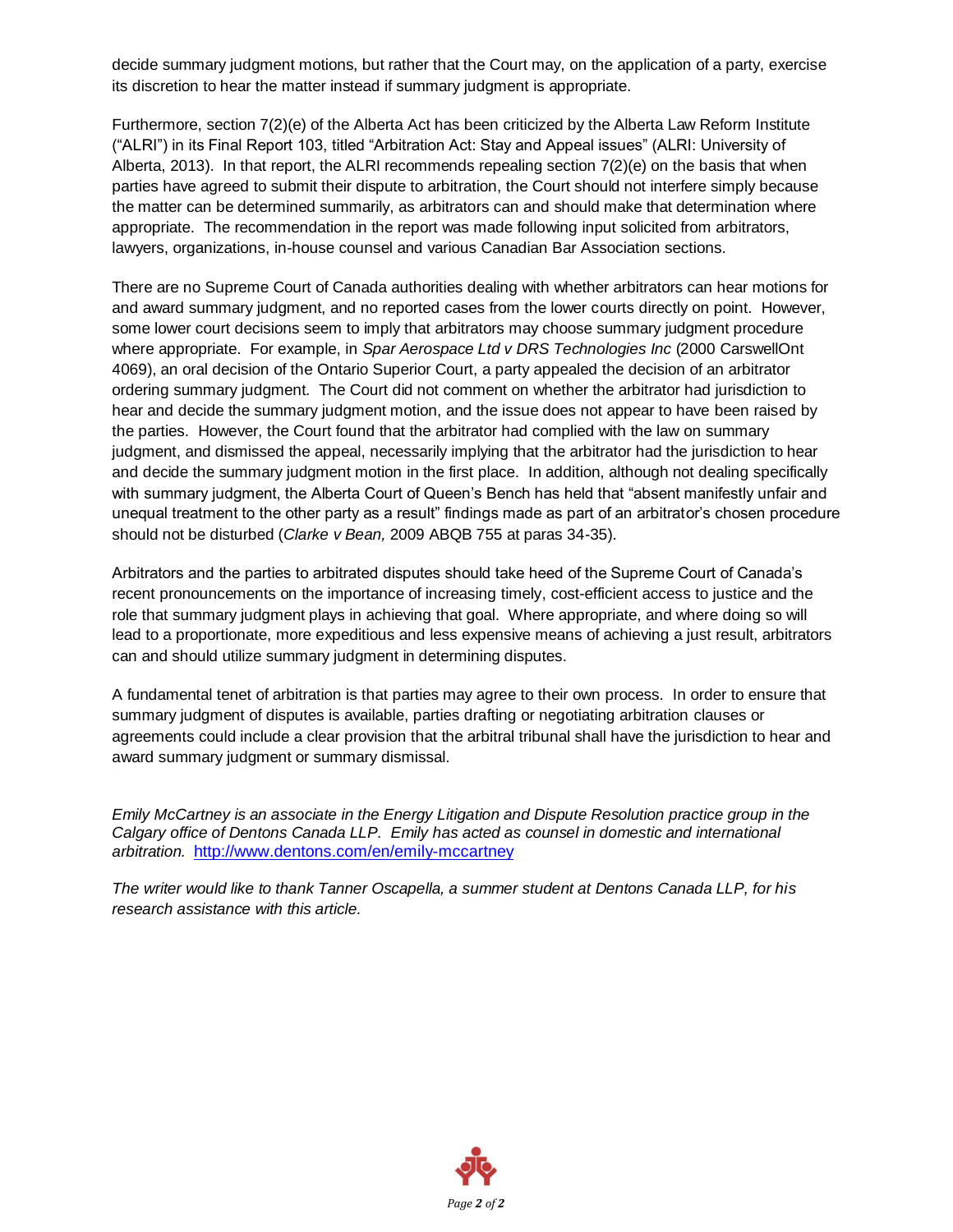decide summary judgment motions, but rather that the Court may, on the application of a party, exercise its discretion to hear the matter instead if summary judgment is appropriate.

Furthermore, section 7(2)(e) of the Alberta Act has been criticized by the Alberta Law Reform Institute ("ALRI") in its Final Report 103, titled "Arbitration Act: Stay and Appeal issues" (ALRI: University of Alberta, 2013). In that report, the ALRI recommends repealing section 7(2)(e) on the basis that when parties have agreed to submit their dispute to arbitration, the Court should not interfere simply because the matter can be determined summarily, as arbitrators can and should make that determination where appropriate. The recommendation in the report was made following input solicited from arbitrators, lawyers, organizations, in-house counsel and various Canadian Bar Association sections.

There are no Supreme Court of Canada authorities dealing with whether arbitrators can hear motions for and award summary judgment, and no reported cases from the lower courts directly on point. However, some lower court decisions seem to imply that arbitrators may choose summary judgment procedure where appropriate. For example, in *Spar Aerospace Ltd v DRS Technologies Inc* (2000 CarswellOnt 4069), an oral decision of the Ontario Superior Court, a party appealed the decision of an arbitrator ordering summary judgment. The Court did not comment on whether the arbitrator had jurisdiction to hear and decide the summary judgment motion, and the issue does not appear to have been raised by the parties. However, the Court found that the arbitrator had complied with the law on summary judgment, and dismissed the appeal, necessarily implying that the arbitrator had the jurisdiction to hear and decide the summary judgment motion in the first place. In addition, although not dealing specifically with summary judgment, the Alberta Court of Queen's Bench has held that "absent manifestly unfair and unequal treatment to the other party as a result" findings made as part of an arbitrator's chosen procedure should not be disturbed (*Clarke v Bean,* 2009 ABQB 755 at paras 34-35).

Arbitrators and the parties to arbitrated disputes should take heed of the Supreme Court of Canada's recent pronouncements on the importance of increasing timely, cost-efficient access to justice and the role that summary judgment plays in achieving that goal. Where appropriate, and where doing so will lead to a proportionate, more expeditious and less expensive means of achieving a just result, arbitrators can and should utilize summary judgment in determining disputes.

A fundamental tenet of arbitration is that parties may agree to their own process. In order to ensure that summary judgment of disputes is available, parties drafting or negotiating arbitration clauses or agreements could include a clear provision that the arbitral tribunal shall have the jurisdiction to hear and award summary judgment or summary dismissal.

*Emily McCartney is an associate in the Energy Litigation and Dispute Resolution practice group in the Calgary office of Dentons Canada LLP. Emily has acted as counsel in domestic and international arbitration.* http://www.dentons.com/en/emily-mccartney

*The writer would like to thank Tanner Oscapella, a summer student at Dentons Canada LLP, for his research assistance with this article.*